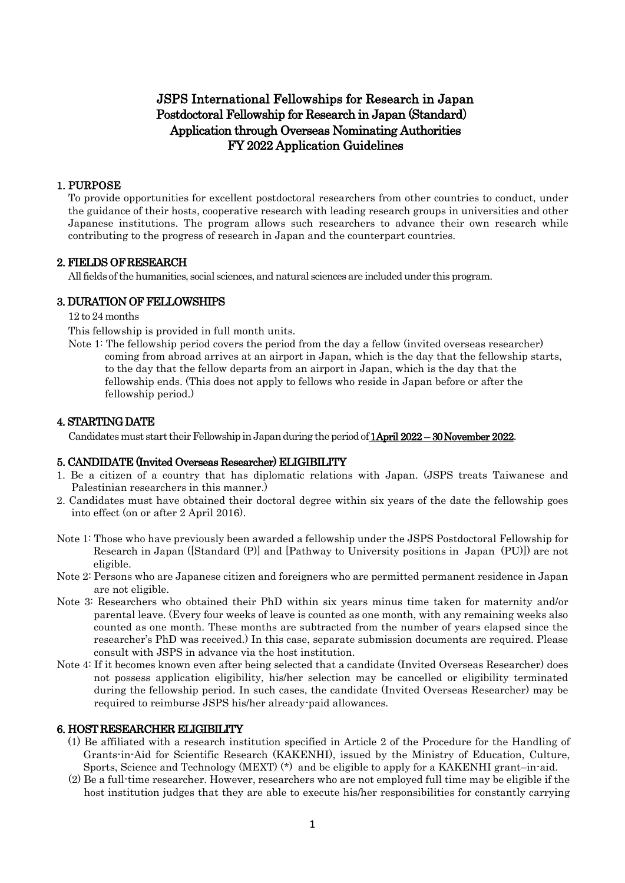# JSPS International Fellowships for Research in Japan
# Postdoctoral Fellowship for Research in Japan (Standard)
# Application through Overseas Nominating Authorities
# FY 2022 Application Guidelines

## 1. PURPOSE

To provide opportunities for excellent postdoctoral researchers from other countries to conduct, under the guidance of their hosts, cooperative research with leading research groups in universities and other Japanese institutions. The program allows such researchers to advance their own research while contributing to the progress of research in Japan and the counterpart countries.

## 2. FIELDS OF RESEARCH

All fields of the humanities, social sciences, and natural sciences are included under this program.

## 3. DURATION OF FELLOWSHIPS

12 to 24 months

This fellowship is provided in full month units.

Note 1: The fellowship period covers the period from the day a fellow (invited overseas researcher) coming from abroad arrives at an airport in Japan, which is the day that the fellowship starts, to the day that the fellow departs from an airport in Japan, which is the day that the fellowship ends. (This does not apply to fellows who reside in Japan before or after the fellowship period.)

## 4. STARTING DATE

Candidates must start their Fellowship in Japan during the period of **<u>1 April 2022 – 30 November 2022</u>**.

## 5. CANDIDATE (Invited Overseas Researcher) ELIGIBILITY

1. Be a citizen of a country that has diplomatic relations with Japan. (JSPS treats Taiwanese and Palestinian researchers in this manner.)
2. Candidates must have obtained their doctoral degree within six years of the date the fellowship goes into effect (on or after 2 April 2016).

Note 1: Those who have previously been awarded a fellowship under the JSPS Postdoctoral Fellowship for Research in Japan ([Standard (P)] and [Pathway to University positions in Japan (PU)]) are not eligible.

Note 2: Persons who are Japanese citizen and foreigners who are permitted permanent residence in Japan are not eligible.

Note 3: Researchers who obtained their PhD within six years minus time taken for maternity and/or parental leave. (Every four weeks of leave is counted as one month, with any remaining weeks also counted as one month. These months are subtracted from the number of years elapsed since the researcher's PhD was received.) In this case, separate submission documents are required. Please consult with JSPS in advance via the host institution.

Note 4: If it becomes known even after being selected that a candidate (Invited Overseas Researcher) does not possess application eligibility, his/her selection may be cancelled or eligibility terminated during the fellowship period. In such cases, the candidate (Invited Overseas Researcher) may be required to reimburse JSPS his/her already-paid allowances.

## 6. HOST RESEARCHER ELIGIBILITY

(1) Be affiliated with a research institution specified in Article 2 of the Procedure for the Handling of Grants-in-Aid for Scientific Research (KAKENHI), issued by the Ministry of Education, Culture, Sports, Science and Technology (MEXT) (*) and be eligible to apply for a KAKENHI grant–in-aid.

(2) Be a full-time researcher. However, researchers who are not employed full time may be eligible if the host institution judges that they are able to execute his/her responsibilities for constantly carrying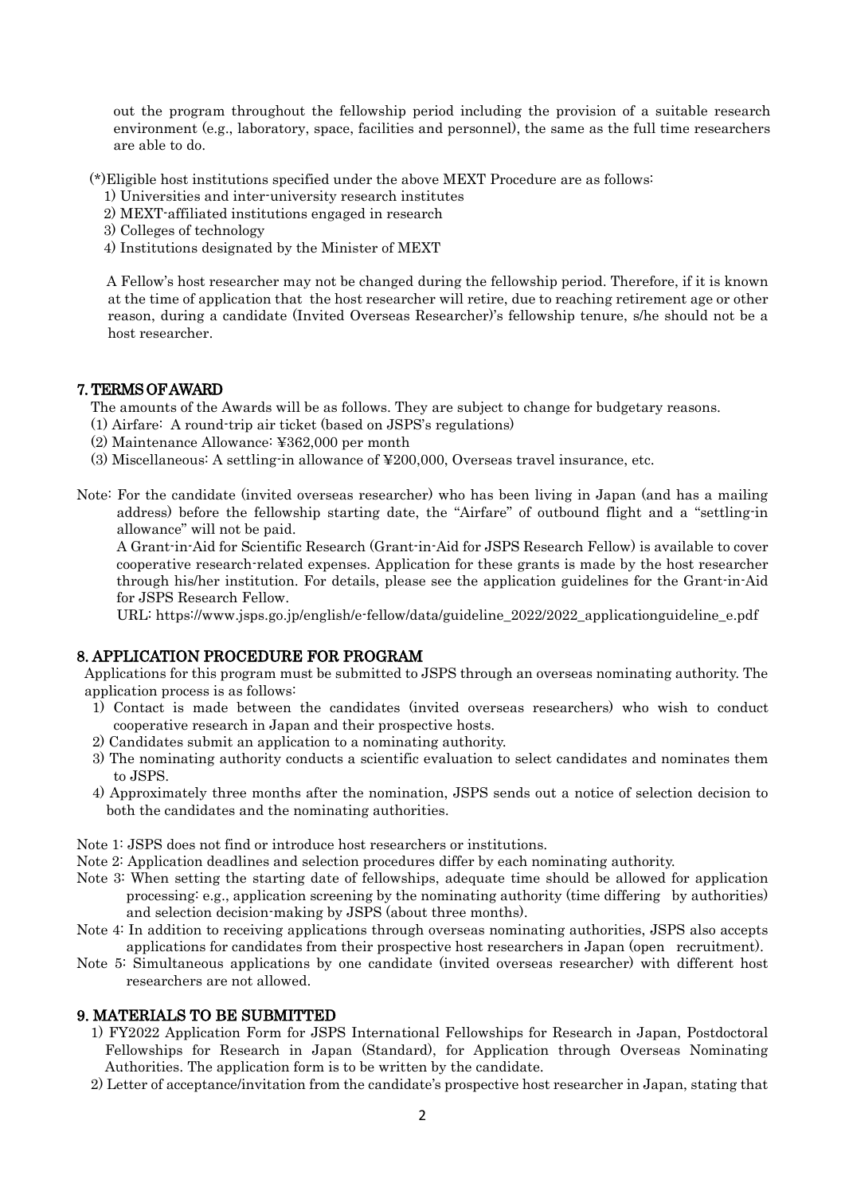out the program throughout the fellowship period including the provision of a suitable research environment (e.g., laboratory, space, facilities and personnel), the same as the full time researchers are able to do.

(*)Eligible host institutions specified under the above MEXT Procedure are as follows:

1) Universities and inter-university research institutes
2) MEXT-affiliated institutions engaged in research
3) Colleges of technology
4) Institutions designated by the Minister of MEXT

A Fellow's host researcher may not be changed during the fellowship period. Therefore, if it is known at the time of application that the host researcher will retire, due to reaching retirement age or other reason, during a candidate (Invited Overseas Researcher)'s fellowship tenure, s/he should not be a host researcher.

## 7. TERMS OF AWARD

The amounts of the Awards will be as follows. They are subject to change for budgetary reasons.

(1) Airfare: A round-trip air ticket (based on JSPS's regulations)
(2) Maintenance Allowance: ¥362,000 per month
(3) Miscellaneous: A settling-in allowance of ¥200,000, Overseas travel insurance, etc.

Note: For the candidate (invited overseas researcher) who has been living in Japan (and has a mailing address) before the fellowship starting date, the "Airfare" of outbound flight and a "settling-in allowance" will not be paid.

A Grant-in-Aid for Scientific Research (Grant-in-Aid for JSPS Research Fellow) is available to cover cooperative research-related expenses. Application for these grants is made by the host researcher through his/her institution. For details, please see the application guidelines for the Grant-in-Aid for JSPS Research Fellow.

URL: https://www.jsps.go.jp/english/e-fellow/data/guideline_2022/2022_applicationguideline_e.pdf

## 8. APPLICATION PROCEDURE FOR PROGRAM

Applications for this program must be submitted to JSPS through an overseas nominating authority. The application process is as follows:

1) Contact is made between the candidates (invited overseas researchers) who wish to conduct cooperative research in Japan and their prospective hosts.
2) Candidates submit an application to a nominating authority.
3) The nominating authority conducts a scientific evaluation to select candidates and nominates them to JSPS.
4) Approximately three months after the nomination, JSPS sends out a notice of selection decision to both the candidates and the nominating authorities.

Note 1: JSPS does not find or introduce host researchers or institutions.

Note 2: Application deadlines and selection procedures differ by each nominating authority.

Note 3: When setting the starting date of fellowships, adequate time should be allowed for application processing: e.g., application screening by the nominating authority (time differing by authorities) and selection decision-making by JSPS (about three months).

Note 4: In addition to receiving applications through overseas nominating authorities, JSPS also accepts applications for candidates from their prospective host researchers in Japan (open recruitment).

Note 5: Simultaneous applications by one candidate (invited overseas researcher) with different host researchers are not allowed.

## 9. MATERIALS TO BE SUBMITTED

1) FY2022 Application Form for JSPS International Fellowships for Research in Japan, Postdoctoral Fellowships for Research in Japan (Standard), for Application through Overseas Nominating Authorities. The application form is to be written by the candidate.
2) Letter of acceptance/invitation from the candidate's prospective host researcher in Japan, stating that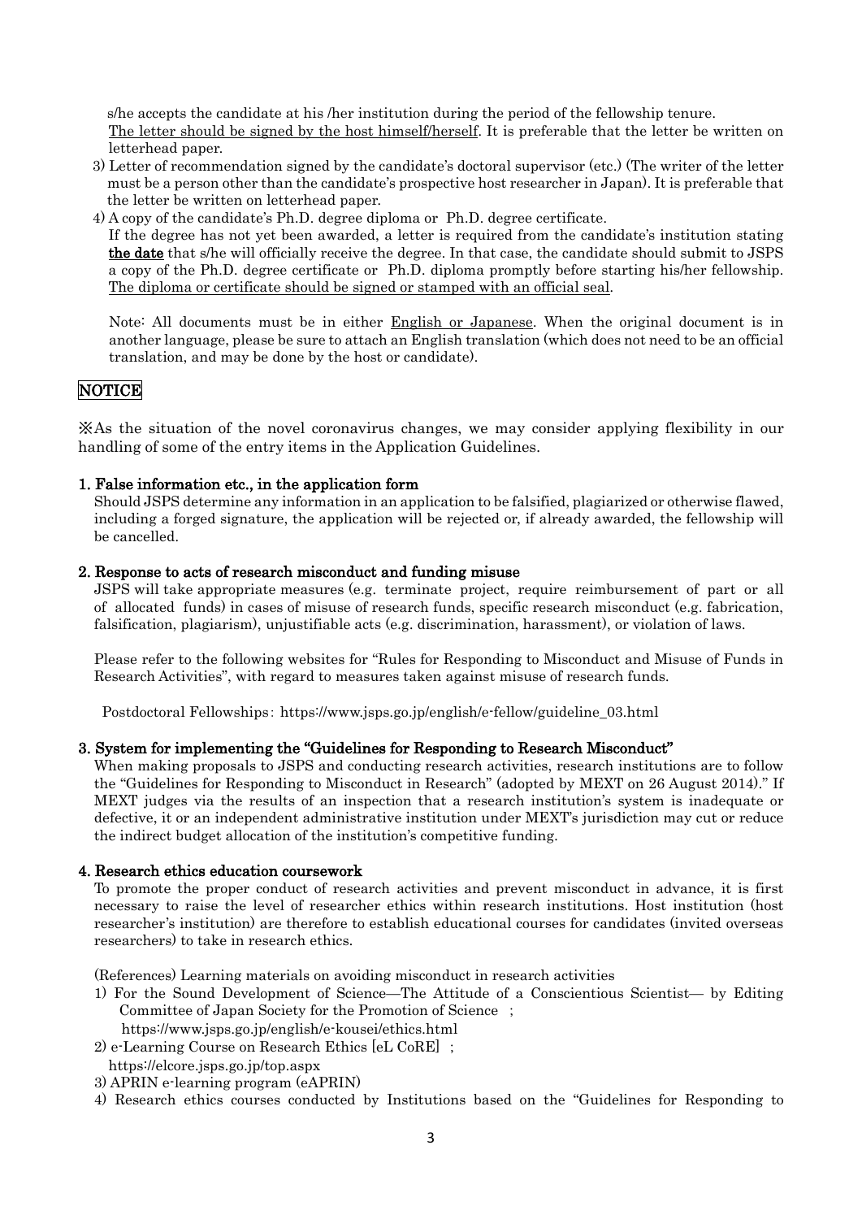s/he accepts the candidate at his /her institution during the period of the fellowship tenure. The letter should be signed by the host himself/herself. It is preferable that the letter be written on letterhead paper.

3) Letter of recommendation signed by the candidate's doctoral supervisor (etc.) (The writer of the letter must be a person other than the candidate's prospective host researcher in Japan). It is preferable that the letter be written on letterhead paper.

4) A copy of the candidate's Ph.D. degree diploma or Ph.D. degree certificate.
If the degree has not yet been awarded, a letter is required from the candidate's institution stating **the date** that s/he will officially receive the degree. In that case, the candidate should submit to JSPS a copy of the Ph.D. degree certificate or Ph.D. diploma promptly before starting his/her fellowship. The diploma or certificate should be signed or stamped with an official seal.

Note: All documents must be in either English or Japanese. When the original document is in another language, please be sure to attach an English translation (which does not need to be an official translation, and may be done by the host or candidate).

## NOTICE

※As the situation of the novel coronavirus changes, we may consider applying flexibility in our handling of some of the entry items in the Application Guidelines.

### 1. False information etc., in the application form

Should JSPS determine any information in an application to be falsified, plagiarized or otherwise flawed, including a forged signature, the application will be rejected or, if already awarded, the fellowship will be cancelled.

### 2. Response to acts of research misconduct and funding misuse

JSPS will take appropriate measures (e.g. terminate project, require reimbursement of part or all of allocated funds) in cases of misuse of research funds, specific research misconduct (e.g. fabrication, falsification, plagiarism), unjustifiable acts (e.g. discrimination, harassment), or violation of laws.

Please refer to the following websites for "Rules for Responding to Misconduct and Misuse of Funds in Research Activities", with regard to measures taken against misuse of research funds.

Postdoctoral Fellowships: https://www.jsps.go.jp/english/e-fellow/guideline_03.html

### 3. System for implementing the "Guidelines for Responding to Research Misconduct"

When making proposals to JSPS and conducting research activities, research institutions are to follow the "Guidelines for Responding to Misconduct in Research" (adopted by MEXT on 26 August 2014)." If MEXT judges via the results of an inspection that a research institution's system is inadequate or defective, it or an independent administrative institution under MEXT's jurisdiction may cut or reduce the indirect budget allocation of the institution's competitive funding.

### 4. Research ethics education coursework

To promote the proper conduct of research activities and prevent misconduct in advance, it is first necessary to raise the level of researcher ethics within research institutions. Host institution (host researcher's institution) are therefore to establish educational courses for candidates (invited overseas researchers) to take in research ethics.

(References) Learning materials on avoiding misconduct in research activities

1) For the Sound Development of Science—The Attitude of a Conscientious Scientist— by Editing Committee of Japan Society for the Promotion of Science ;
https://www.jsps.go.jp/english/e-kousei/ethics.html
2) e-Learning Course on Research Ethics [eL CoRE] ;
https://elcore.jsps.go.jp/top.aspx
3) APRIN e-learning program (eAPRIN)
4) Research ethics courses conducted by Institutions based on the "Guidelines for Responding to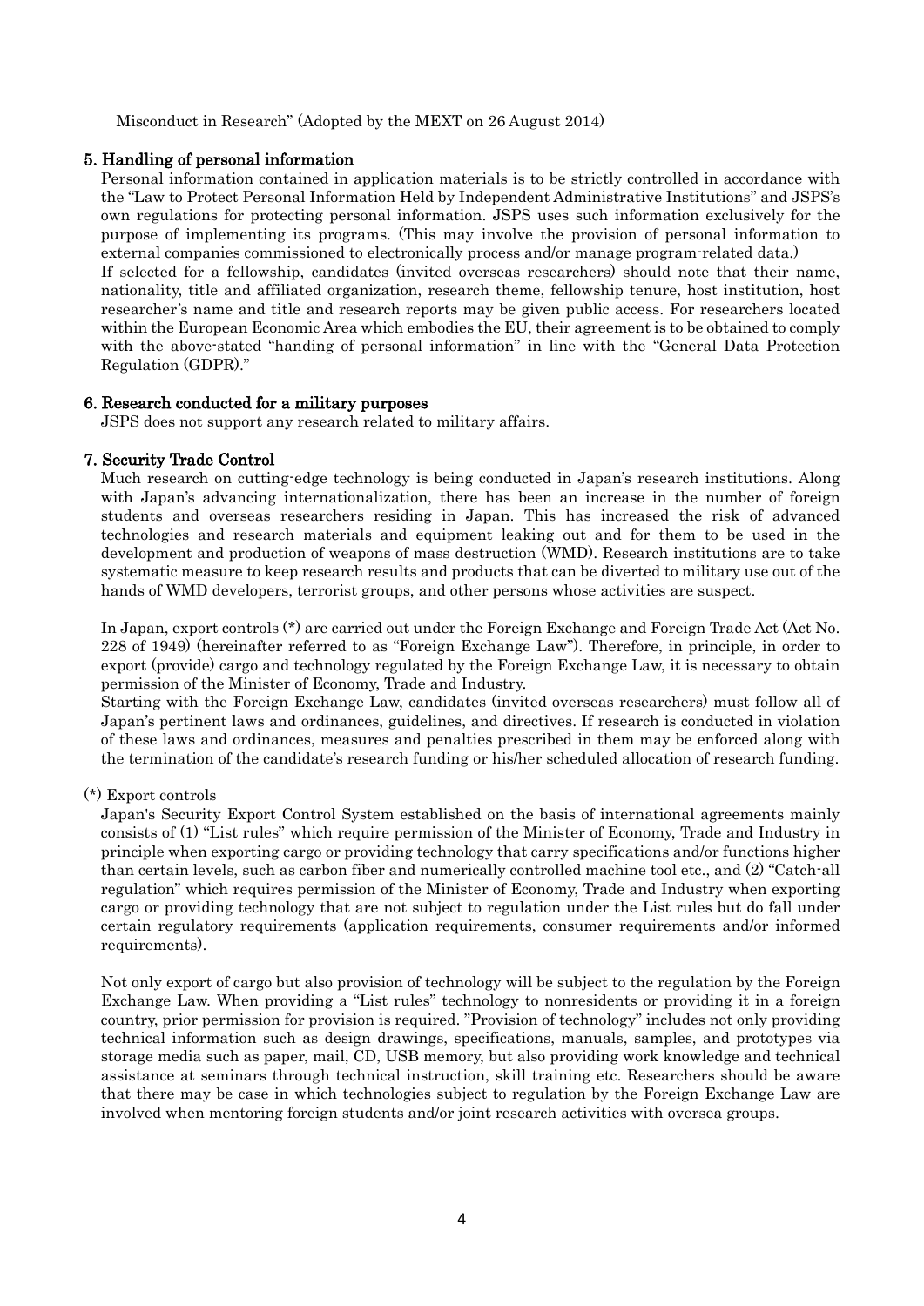Misconduct in Research" (Adopted by the MEXT on 26 August 2014)

## 5. Handling of personal information

Personal information contained in application materials is to be strictly controlled in accordance with the "Law to Protect Personal Information Held by Independent Administrative Institutions" and JSPS's own regulations for protecting personal information. JSPS uses such information exclusively for the purpose of implementing its programs. (This may involve the provision of personal information to external companies commissioned to electronically process and/or manage program-related data.)

If selected for a fellowship, candidates (invited overseas researchers) should note that their name, nationality, title and affiliated organization, research theme, fellowship tenure, host institution, host researcher's name and title and research reports may be given public access. For researchers located within the European Economic Area which embodies the EU, their agreement is to be obtained to comply with the above-stated "handing of personal information" in line with the "General Data Protection Regulation (GDPR)."

## 6. Research conducted for a military purposes

JSPS does not support any research related to military affairs.

## 7. Security Trade Control

Much research on cutting-edge technology is being conducted in Japan's research institutions. Along with Japan's advancing internationalization, there has been an increase in the number of foreign students and overseas researchers residing in Japan. This has increased the risk of advanced technologies and research materials and equipment leaking out and for them to be used in the development and production of weapons of mass destruction (WMD). Research institutions are to take systematic measure to keep research results and products that can be diverted to military use out of the hands of WMD developers, terrorist groups, and other persons whose activities are suspect.

In Japan, export controls (*) are carried out under the Foreign Exchange and Foreign Trade Act (Act No. 228 of 1949) (hereinafter referred to as "Foreign Exchange Law"). Therefore, in principle, in order to export (provide) cargo and technology regulated by the Foreign Exchange Law, it is necessary to obtain permission of the Minister of Economy, Trade and Industry.

Starting with the Foreign Exchange Law, candidates (invited overseas researchers) must follow all of Japan's pertinent laws and ordinances, guidelines, and directives. If research is conducted in violation of these laws and ordinances, measures and penalties prescribed in them may be enforced along with the termination of the candidate's research funding or his/her scheduled allocation of research funding.

(*) Export controls

Japan's Security Export Control System established on the basis of international agreements mainly consists of (1) "List rules" which require permission of the Minister of Economy, Trade and Industry in principle when exporting cargo or providing technology that carry specifications and/or functions higher than certain levels, such as carbon fiber and numerically controlled machine tool etc., and (2) "Catch-all regulation" which requires permission of the Minister of Economy, Trade and Industry when exporting cargo or providing technology that are not subject to regulation under the List rules but do fall under certain regulatory requirements (application requirements, consumer requirements and/or informed requirements).

Not only export of cargo but also provision of technology will be subject to the regulation by the Foreign Exchange Law. When providing a "List rules" technology to nonresidents or providing it in a foreign country, prior permission for provision is required. "Provision of technology" includes not only providing technical information such as design drawings, specifications, manuals, samples, and prototypes via storage media such as paper, mail, CD, USB memory, but also providing work knowledge and technical assistance at seminars through technical instruction, skill training etc. Researchers should be aware that there may be case in which technologies subject to regulation by the Foreign Exchange Law are involved when mentoring foreign students and/or joint research activities with oversea groups.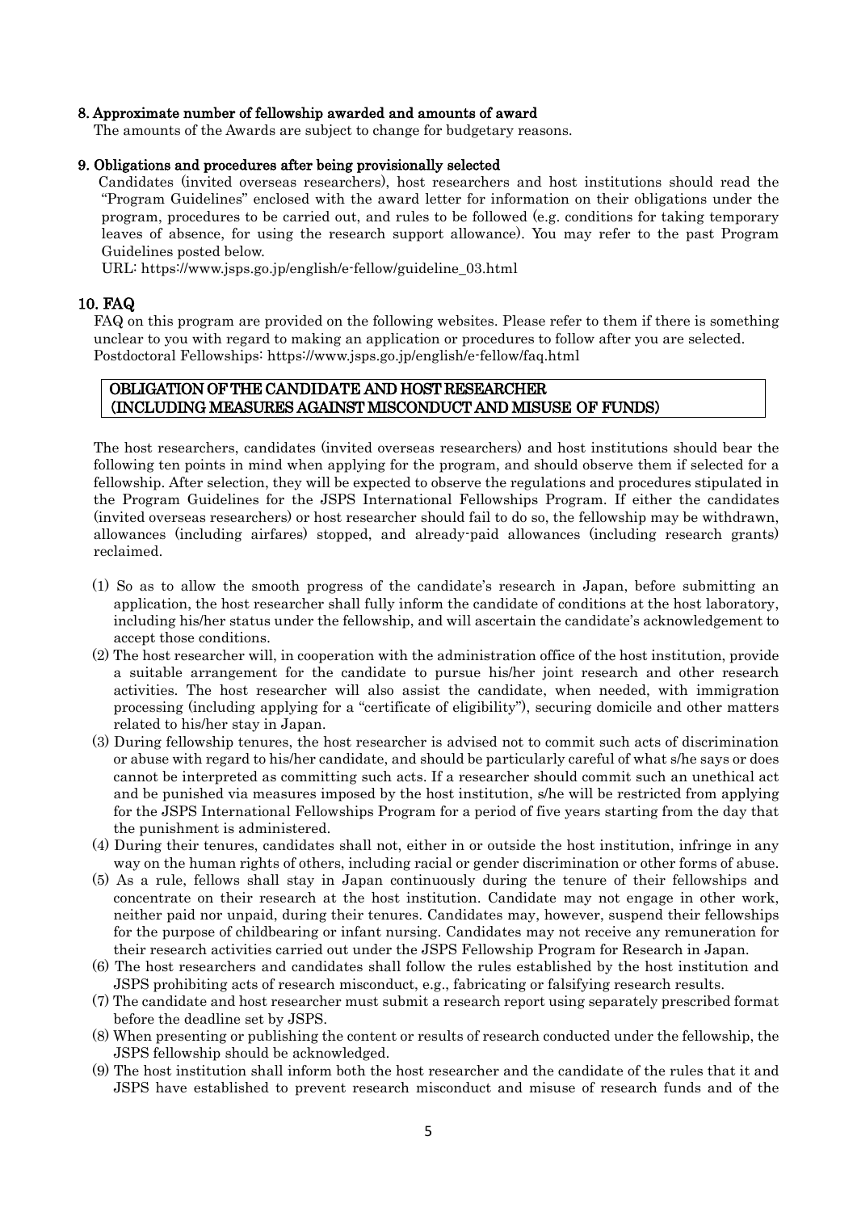### 8. Approximate number of fellowship awarded and amounts of award

The amounts of the Awards are subject to change for budgetary reasons.

### 9. Obligations and procedures after being provisionally selected

Candidates (invited overseas researchers), host researchers and host institutions should read the "Program Guidelines" enclosed with the award letter for information on their obligations under the program, procedures to be carried out, and rules to be followed (e.g. conditions for taking temporary leaves of absence, for using the research support allowance). You may refer to the past Program Guidelines posted below.

URL: https://www.jsps.go.jp/english/e-fellow/guideline_03.html

### 10. FAQ

FAQ on this program are provided on the following websites. Please refer to them if there is something unclear to you with regard to making an application or procedures to follow after you are selected.

Postdoctoral Fellowships: https://www.jsps.go.jp/english/e-fellow/faq.html

## OBLIGATION OF THE CANDIDATE AND HOST RESEARCHER (INCLUDING MEASURES AGAINST MISCONDUCT AND MISUSE OF FUNDS)

The host researchers, candidates (invited overseas researchers) and host institutions should bear the following ten points in mind when applying for the program, and should observe them if selected for a fellowship. After selection, they will be expected to observe the regulations and procedures stipulated in the Program Guidelines for the JSPS International Fellowships Program. If either the candidates (invited overseas researchers) or host researcher should fail to do so, the fellowship may be withdrawn, allowances (including airfares) stopped, and already-paid allowances (including research grants) reclaimed.

(1) So as to allow the smooth progress of the candidate's research in Japan, before submitting an application, the host researcher shall fully inform the candidate of conditions at the host laboratory, including his/her status under the fellowship, and will ascertain the candidate's acknowledgement to accept those conditions.

(2) The host researcher will, in cooperation with the administration office of the host institution, provide a suitable arrangement for the candidate to pursue his/her joint research and other research activities. The host researcher will also assist the candidate, when needed, with immigration processing (including applying for a "certificate of eligibility"), securing domicile and other matters related to his/her stay in Japan.

(3) During fellowship tenures, the host researcher is advised not to commit such acts of discrimination or abuse with regard to his/her candidate, and should be particularly careful of what s/he says or does cannot be interpreted as committing such acts. If a researcher should commit such an unethical act and be punished via measures imposed by the host institution, s/he will be restricted from applying for the JSPS International Fellowships Program for a period of five years starting from the day that the punishment is administered.

(4) During their tenures, candidates shall not, either in or outside the host institution, infringe in any way on the human rights of others, including racial or gender discrimination or other forms of abuse.

(5) As a rule, fellows shall stay in Japan continuously during the tenure of their fellowships and concentrate on their research at the host institution. Candidate may not engage in other work, neither paid nor unpaid, during their tenures. Candidates may, however, suspend their fellowships for the purpose of childbearing or infant nursing. Candidates may not receive any remuneration for their research activities carried out under the JSPS Fellowship Program for Research in Japan.

(6) The host researchers and candidates shall follow the rules established by the host institution and JSPS prohibiting acts of research misconduct, e.g., fabricating or falsifying research results.

(7) The candidate and host researcher must submit a research report using separately prescribed format before the deadline set by JSPS.

(8) When presenting or publishing the content or results of research conducted under the fellowship, the JSPS fellowship should be acknowledged.

(9) The host institution shall inform both the host researcher and the candidate of the rules that it and JSPS have established to prevent research misconduct and misuse of research funds and of the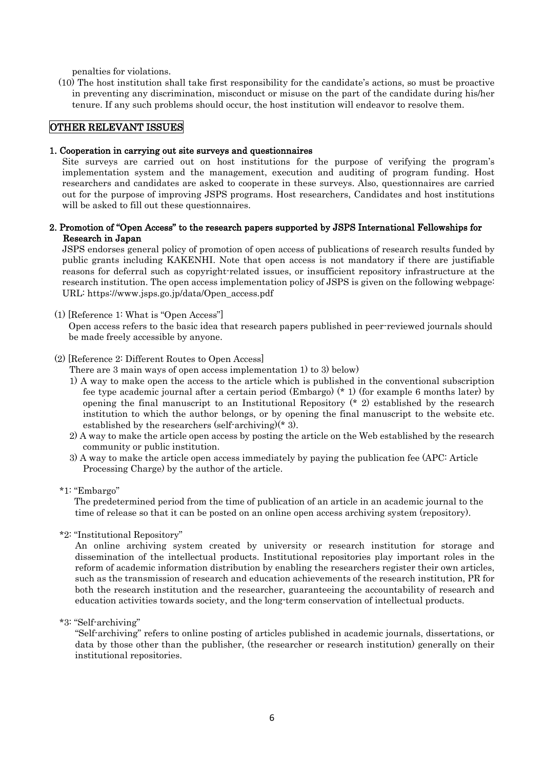penalties for violations.

(10) The host institution shall take first responsibility for the candidate's actions, so must be proactive in preventing any discrimination, misconduct or misuse on the part of the candidate during his/her tenure. If any such problems should occur, the host institution will endeavor to resolve them.

## OTHER RELEVANT ISSUES

### 1. Cooperation in carrying out site surveys and questionnaires

Site surveys are carried out on host institutions for the purpose of verifying the program's implementation system and the management, execution and auditing of program funding. Host researchers and candidates are asked to cooperate in these surveys. Also, questionnaires are carried out for the purpose of improving JSPS programs. Host researchers, Candidates and host institutions will be asked to fill out these questionnaires.

### 2. Promotion of "Open Access" to the research papers supported by JSPS International Fellowships for Research in Japan

JSPS endorses general policy of promotion of open access of publications of research results funded by public grants including KAKENHI. Note that open access is not mandatory if there are justifiable reasons for deferral such as copyright-related issues, or insufficient repository infrastructure at the research institution. The open access implementation policy of JSPS is given on the following webpage: URL: https://www.jsps.go.jp/data/Open_access.pdf

(1) [Reference 1: What is "Open Access"]

Open access refers to the basic idea that research papers published in peer-reviewed journals should be made freely accessible by anyone.

(2) [Reference 2: Different Routes to Open Access]

There are 3 main ways of open access implementation 1) to 3) below)

1) A way to make open the access to the article which is published in the conventional subscription fee type academic journal after a certain period (Embargo) (* 1) (for example 6 months later) by opening the final manuscript to an Institutional Repository (* 2) established by the research institution to which the author belongs, or by opening the final manuscript to the website etc. established by the researchers (self-archiving)(* 3).

2) A way to make the article open access by posting the article on the Web established by the research community or public institution.

3) A way to make the article open access immediately by paying the publication fee (APC: Article Processing Charge) by the author of the article.

*1: "Embargo"

The predetermined period from the time of publication of an article in an academic journal to the time of release so that it can be posted on an online open access archiving system (repository).

*2: "Institutional Repository"

An online archiving system created by university or research institution for storage and dissemination of the intellectual products. Institutional repositories play important roles in the reform of academic information distribution by enabling the researchers register their own articles, such as the transmission of research and education achievements of the research institution, PR for both the research institution and the researcher, guaranteeing the accountability of research and education activities towards society, and the long-term conservation of intellectual products.

*3: "Self-archiving"

"Self-archiving" refers to online posting of articles published in academic journals, dissertations, or data by those other than the publisher, (the researcher or research institution) generally on their institutional repositories.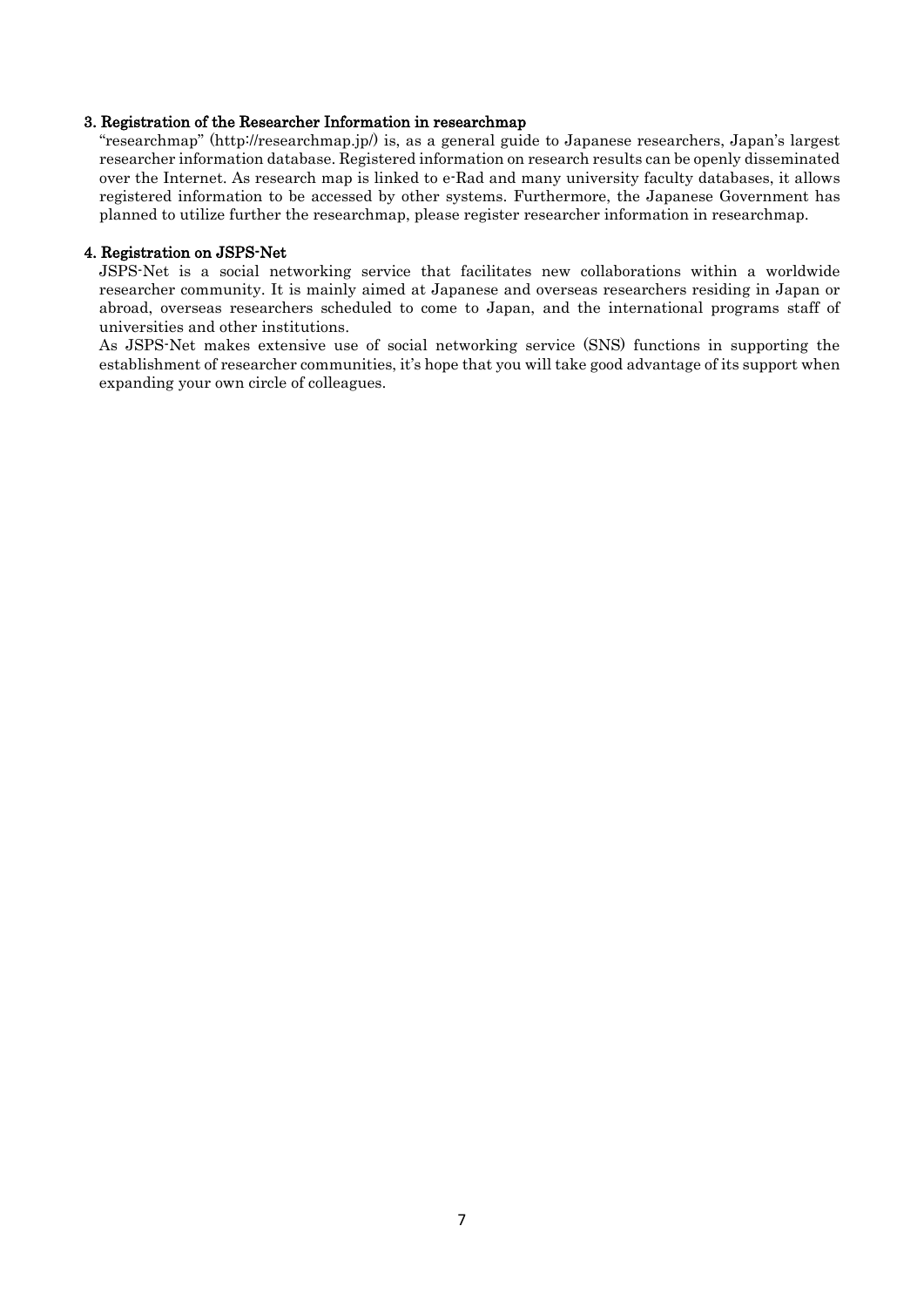### 3. Registration of the Researcher Information in researchmap

"researchmap" (http://researchmap.jp/) is, as a general guide to Japanese researchers, Japan's largest researcher information database. Registered information on research results can be openly disseminated over the Internet. As research map is linked to e-Rad and many university faculty databases, it allows registered information to be accessed by other systems. Furthermore, the Japanese Government has planned to utilize further the researchmap, please register researcher information in researchmap.

### 4. Registration on JSPS-Net

JSPS-Net is a social networking service that facilitates new collaborations within a worldwide researcher community. It is mainly aimed at Japanese and overseas researchers residing in Japan or abroad, overseas researchers scheduled to come to Japan, and the international programs staff of universities and other institutions.

As JSPS-Net makes extensive use of social networking service (SNS) functions in supporting the establishment of researcher communities, it's hope that you will take good advantage of its support when expanding your own circle of colleagues.